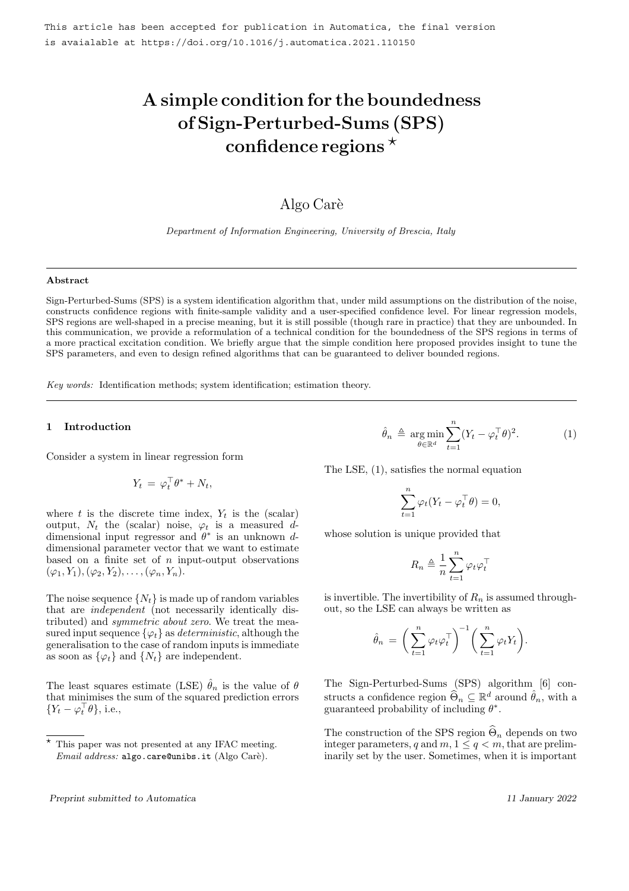This article has been accepted for publication in Automatica, the final version is avaialable at https://doi.org/10.1016/j.automatica.2021.110150

# A simple condition for the boundedness of Sign-Perturbed-Sums (SPS) confidence regions ⋆

Algo Carè

*Department of Information Engineering, University of Brescia, Italy*

---

**Abstract**

Sign-Perturbed-Sums (SPS) is a system identification algorithm that, under mild assumptions on the distribution of the noise, constructs confidence regions with finite-sample validity and a user-specified confidence level. For linear regression models, SPS regions are well-shaped in a precise meaning, but it is still possible (though rare in practice) that they are unbounded. In this communication, we provide a reformulation of a technical condition for the boundedness of the SPS regions in terms of a more practical excitation condition. We briefly argue that the simple condition here proposed provides insight to tune the SPS parameters, and even to design refined algorithms that can be guaranteed to deliver bounded regions.

*Key words:* Identification methods; system identification; estimation theory.

---

## 1 Introduction

Consider a system in linear regression form

$$Y_t \,=\, \varphi_t^\top \theta^* + N_t,$$

where $t$ is the discrete time index, $Y_t$ is the (scalar) output, $N_t$ the (scalar) noise, $\varphi_t$ is a measured $d$-dimensional input regressor and $\theta^*$ is an unknown $d$-dimensional parameter vector that we want to estimate based on a finite set of $n$ input-output observations $(\varphi_1, Y_1), (\varphi_2, Y_2), \ldots, (\varphi_n, Y_n)$.

The noise sequence $\{N_t\}$ is made up of random variables that are *independent* (not necessarily identically distributed) and *symmetric about zero*. We treat the measured input sequence $\{\varphi_t\}$ as *deterministic*, although the generalisation to the case of random inputs is immediate as soon as $\{\varphi_t\}$ and $\{N_t\}$ are independent.

The least squares estimate (LSE) $\hat{\theta}_n$ is the value of $\theta$ that minimises the sum of the squared prediction errors $\{Y_t - \varphi_t^\top \theta\}$, i.e.,

$$\hat{\theta}_n \,\triangleq\, \operatorname*{arg\,min}_{\theta \in \mathbb{R}^d} \sum_{t=1}^{n} (Y_t - \varphi_t^\top \theta)^2. \tag{1}$$

The LSE, (1), satisfies the normal equation

$$\sum_{t=1}^{n} \varphi_t (Y_t - \varphi_t^\top \theta) = 0,$$

whose solution is unique provided that

$$R_n \triangleq \frac{1}{n} \sum_{t=1}^{n} \varphi_t \varphi_t^\top$$

is invertible. The invertibility of $R_n$ is assumed throughout, so the LSE can always be written as

$$\hat{\theta}_n \,=\, \left( \sum_{t=1}^{n} \varphi_t \varphi_t^\top \right)^{-1} \left( \sum_{t=1}^{n} \varphi_t Y_t \right).$$

The Sign-Perturbed-Sums (SPS) algorithm [6] constructs a confidence region $\widehat{\Theta}_n \subseteq \mathbb{R}^d$ around $\hat{\theta}_n$, with a guaranteed probability of including $\theta^*$.

The construction of the SPS region $\widehat{\Theta}_n$ depends on two integer parameters, $q$ and $m$, $1 \leq q < m$, that are preliminarily set by the user. Sometimes, when it is important

⋆ This paper was not presented at any IFAC meeting. *Email address:* algo.care@unibs.it (Algo Carè).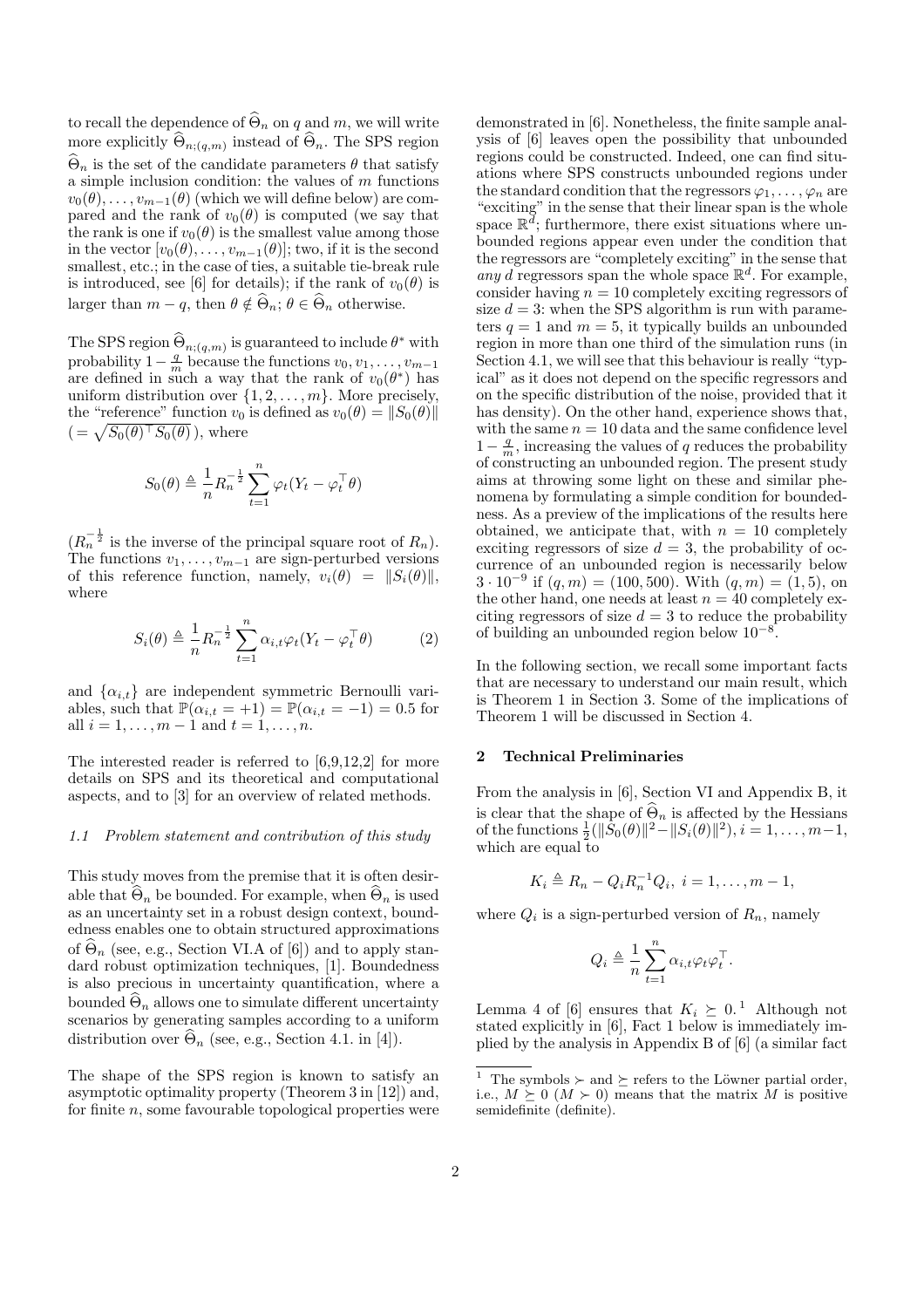to recall the dependence of $\widehat{\Theta}_n$ on $q$ and $m$, we will write more explicitly $\widehat{\Theta}_{n;(q,m)}$ instead of $\widehat{\Theta}_n$. The SPS region $\widehat{\Theta}_n$ is the set of the candidate parameters $\theta$ that satisfy a simple inclusion condition: the values of $m$ functions $v_0(\theta), \ldots, v_{m-1}(\theta)$ (which we will define below) are compared and the rank of $v_0(\theta)$ is computed (we say that the rank is one if $v_0(\theta)$ is the smallest value among those in the vector $[v_0(\theta), \ldots, v_{m-1}(\theta)]$; two, if it is the second smallest, etc.; in the case of ties, a suitable tie-break rule is introduced, see [6] for details); if the rank of $v_0(\theta)$ is larger than $m-q$, then $\theta \notin \widehat{\Theta}_n$; $\theta \in \widehat{\Theta}_n$ otherwise.

The SPS region $\widehat{\Theta}_{n;(q,m)}$ is guaranteed to include $\theta^*$ with probability $1 - \frac{q}{m}$ because the functions $v_0, v_1, \ldots, v_{m-1}$ are defined in such a way that the rank of $v_0(\theta^*)$ has uniform distribution over $\{1, 2, \ldots, m\}$. More precisely, the "reference" function $v_0$ is defined as $v_0(\theta) = \|S_0(\theta)\|$ $(= \sqrt{S_0(\theta)^\top S_0(\theta)}\,)$, where

$$S_0(\theta) \triangleq \frac{1}{n} R_n^{-\frac{1}{2}} \sum_{t=1}^{n} \varphi_t (Y_t - \varphi_t^\top \theta)$$

($R_n^{-\frac{1}{2}}$ is the inverse of the principal square root of $R_n$). The functions $v_1, \ldots, v_{m-1}$ are sign-perturbed versions of this reference function, namely, $v_i(\theta) = \|S_i(\theta)\|$, where

$$S_i(\theta) \triangleq \frac{1}{n} R_n^{-\frac{1}{2}} \sum_{t=1}^{n} \alpha_{i,t} \varphi_t (Y_t - \varphi_t^\top \theta) \tag{2}$$

and $\{\alpha_{i,t}\}$ are independent symmetric Bernoulli variables, such that $\mathbb{P}(\alpha_{i,t} = +1) = \mathbb{P}(\alpha_{i,t} = -1) = 0.5$ for all $i = 1, \ldots, m-1$ and $t = 1, \ldots, n$.

The interested reader is referred to [6,9,12,2] for more details on SPS and its theoretical and computational aspects, and to [3] for an overview of related methods.

### 1.1 Problem statement and contribution of this study

This study moves from the premise that it is often desirable that $\widehat{\Theta}_n$ be bounded. For example, when $\widehat{\Theta}_n$ is used as an uncertainty set in a robust design context, boundedness enables one to obtain structured approximations of $\widehat{\Theta}_n$ (see, e.g., Section VI.A of [6]) and to apply standard robust optimization techniques, [1]. Boundedness is also precious in uncertainty quantification, where a bounded $\widehat{\Theta}_n$ allows one to simulate different uncertainty scenarios by generating samples according to a uniform distribution over $\widehat{\Theta}_n$ (see, e.g., Section 4.1. in [4]).

The shape of the SPS region is known to satisfy an asymptotic optimality property (Theorem 3 in [12]) and, for finite $n$, some favourable topological properties were demonstrated in [6]. Nonetheless, the finite sample analysis of [6] leaves open the possibility that unbounded regions could be constructed. Indeed, one can find situations where SPS constructs unbounded regions under the standard condition that the regressors $\varphi_1, \ldots, \varphi_n$ are "exciting" in the sense that their linear span is the whole space $\mathbb{R}^d$; furthermore, there exist situations where unbounded regions appear even under the condition that the regressors are "completely exciting" in the sense that *any* $d$ regressors span the whole space $\mathbb{R}^d$. For example, consider having $n = 10$ completely exciting regressors of size $d = 3$: when the SPS algorithm is run with parameters $q = 1$ and $m = 5$, it typically builds an unbounded region in more than one third of the simulation runs (in Section 4.1, we will see that this behaviour is really "typical" as it does not depend on the specific regressors and on the specific distribution of the noise, provided that it has density). On the other hand, experience shows that, with the same $n = 10$ data and the same confidence level $1 - \frac{q}{m}$, increasing the values of $q$ reduces the probability of constructing an unbounded region. The present study aims at throwing some light on these and similar phenomena by formulating a simple condition for boundedness. As a preview of the implications of the results here obtained, we anticipate that, with $n = 10$ completely exciting regressors of size $d = 3$, the probability of occurrence of an unbounded region is necessarily below $3 \cdot 10^{-9}$ if $(q, m) = (100, 500)$. With $(q, m) = (1, 5)$, on the other hand, one needs at least $n = 40$ completely exciting regressors of size $d = 3$ to reduce the probability of building an unbounded region below $10^{-8}$.

In the following section, we recall some important facts that are necessary to understand our main result, which is Theorem 1 in Section 3. Some of the implications of Theorem 1 will be discussed in Section 4.

## 2 Technical Preliminaries

From the analysis in [6], Section VI and Appendix B, it is clear that the shape of $\widehat{\Theta}_n$ is affected by the Hessians of the functions $\frac{1}{2}(\|S_0(\theta)\|^2 - \|S_i(\theta)\|^2)$, $i = 1, \ldots, m-1$, which are equal to

$$K_i \triangleq R_n - Q_i R_n^{-1} Q_i, \; i = 1, \ldots, m-1,$$

where $Q_i$ is a sign-perturbed version of $R_n$, namely

$$Q_i \triangleq \frac{1}{n} \sum_{t=1}^{n} \alpha_{i,t} \varphi_t \varphi_t^\top.$$

Lemma 4 of [6] ensures that $K_i \succeq 0$.[1] Although not stated explicitly in [6], Fact 1 below is immediately implied by the analysis in Appendix B of [6] (a similar fact

[1] The symbols $\succ$ and $\succeq$ refers to the Löwner partial order, i.e., $M \succeq 0$ ($M \succ 0$) means that the matrix $M$ is positive semidefinite (definite).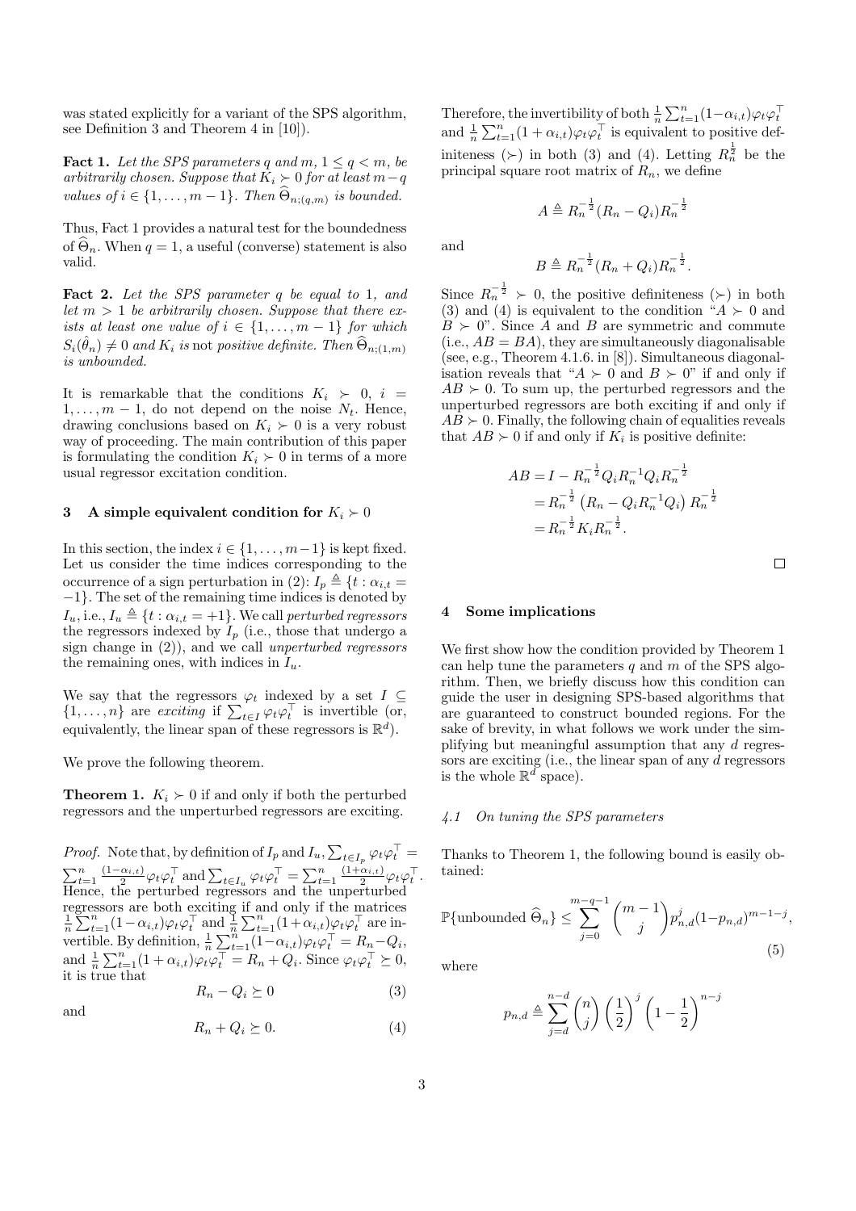was stated explicitly for a variant of the SPS algorithm, see Definition 3 and Theorem 4 in [10]).

**Fact 1.** *Let the SPS parameters $q$ and $m$, $1 \le q < m$, be arbitrarily chosen. Suppose that $K_i \succ 0$ for at least $m-q$ values of $i \in \{1,\dots,m-1\}$. Then $\widehat{\Theta}_{n;(q,m)}$ is bounded.*

Thus, Fact 1 provides a natural test for the boundedness of $\widehat{\Theta}_n$. When $q = 1$, a useful (converse) statement is also valid.

**Fact 2.** *Let the SPS parameter $q$ be equal to 1, and let $m > 1$ be arbitrarily chosen. Suppose that there exists at least one value of $i \in \{1,\dots,m-1\}$ for which $S_i(\hat{\theta}_n) \neq 0$ and $K_i$ is* not *positive definite. Then $\widehat{\Theta}_{n;(1,m)}$ is unbounded.*

It is remarkable that the conditions $K_i \succ 0$, $i = 1,\dots,m-1$, do not depend on the noise $N_t$. Hence, drawing conclusions based on $K_i \succ 0$ is a very robust way of proceeding. The main contribution of this paper is formulating the condition $K_i \succ 0$ in terms of a more usual regressor excitation condition.

## 3 A simple equivalent condition for $K_i \succ 0$

In this section, the index $i \in \{1,\dots,m-1\}$ is kept fixed. Let us consider the time indices corresponding to the occurrence of a sign perturbation in (2): $I_p \triangleq \{t : \alpha_{i,t} = -1\}$. The set of the remaining time indices is denoted by $I_u$, i.e., $I_u \triangleq \{t : \alpha_{i,t} = +1\}$. We call *perturbed regressors* the regressors indexed by $I_p$ (i.e., those that undergo a sign change in (2)), and we call *unperturbed regressors* the remaining ones, with indices in $I_u$.

We say that the regressors $\varphi_t$ indexed by a set $I \subseteq \{1,\dots,n\}$ are *exciting* if $\sum_{t \in I} \varphi_t \varphi_t^\top$ is invertible (or, equivalently, the linear span of these regressors is $\mathbb{R}^d$).

We prove the following theorem.

**Theorem 1.** *$K_i \succ 0$ if and only if both the perturbed regressors and the unperturbed regressors are exciting.*

*Proof.* Note that, by definition of $I_p$ and $I_u$, $\sum_{t \in I_p} \varphi_t \varphi_t^\top = \sum_{t=1}^n \frac{(1-\alpha_{i,t})}{2} \varphi_t \varphi_t^\top$ and $\sum_{t \in I_u} \varphi_t \varphi_t^\top = \sum_{t=1}^n \frac{(1+\alpha_{i,t})}{2} \varphi_t \varphi_t^\top$. Hence, the perturbed regressors and the unperturbed regressors are both exciting if and only if the matrices $\frac{1}{n}\sum_{t=1}^n (1-\alpha_{i,t}) \varphi_t \varphi_t^\top$ and $\frac{1}{n}\sum_{t=1}^n (1+\alpha_{i,t}) \varphi_t \varphi_t^\top$ are invertible. By definition, $\frac{1}{n}\sum_{t=1}^n (1-\alpha_{i,t}) \varphi_t \varphi_t^\top = R_n - Q_i$, and $\frac{1}{n}\sum_{t=1}^n (1+\alpha_{i,t}) \varphi_t \varphi_t^\top = R_n + Q_i$. Since $\varphi_t \varphi_t^\top \succeq 0$, it is true that

$$R_n - Q_i \succeq 0 \tag{3}$$

and

$$R_n + Q_i \succeq 0. \tag{4}$$

Therefore, the invertibility of both $\frac{1}{n}\sum_{t=1}^n (1-\alpha_{i,t}) \varphi_t \varphi_t^\top$ and $\frac{1}{n}\sum_{t=1}^n (1+\alpha_{i,t}) \varphi_t \varphi_t^\top$ is equivalent to positive definiteness ($\succ$) in both (3) and (4). Letting $R_n^{\frac{1}{2}}$ be the principal square root matrix of $R_n$, we define

$$A \triangleq R_n^{-\frac{1}{2}} (R_n - Q_i) R_n^{-\frac{1}{2}}$$

and

$$B \triangleq R_n^{-\frac{1}{2}} (R_n + Q_i) R_n^{-\frac{1}{2}}.$$

Since $R_n^{-\frac{1}{2}} \succ 0$, the positive definiteness ($\succ$) in both (3) and (4) is equivalent to the condition "$A \succ 0$ and $B \succ 0$". Since $A$ and $B$ are symmetric and commute (i.e., $AB = BA$), they are simultaneously diagonalisable (see, e.g., Theorem 4.1.6. in [8]). Simultaneous diagonalisation reveals that "$A \succ 0$ and $B \succ 0$" if and only if $AB \succ 0$. To sum up, the perturbed regressors and the unperturbed regressors are both exciting if and only if $AB \succ 0$. Finally, the following chain of equalities reveals that $AB \succ 0$ if and only if $K_i$ is positive definite:

$$\begin{aligned}
AB &= I - R_n^{-\frac{1}{2}} Q_i R_n^{-1} Q_i R_n^{-\frac{1}{2}} \\
&= R_n^{-\frac{1}{2}} \left( R_n - Q_i R_n^{-1} Q_i \right) R_n^{-\frac{1}{2}} \\
&= R_n^{-\frac{1}{2}} K_i R_n^{-\frac{1}{2}}.
\end{aligned}$$

□

## 4 Some implications

We first show how the condition provided by Theorem 1 can help tune the parameters $q$ and $m$ of the SPS algorithm. Then, we briefly discuss how this condition can guide the user in designing SPS-based algorithms that are guaranteed to construct bounded regions. For the sake of brevity, in what follows we work under the simplifying but meaningful assumption that any $d$ regressors are exciting (i.e., the linear span of any $d$ regressors is the whole $\mathbb{R}^d$ space).

### 4.1 On tuning the SPS parameters

Thanks to Theorem 1, the following bound is easily obtained:

$$\mathbb{P}\{\text{unbounded } \widehat{\Theta}_n\} \le \sum_{j=0}^{m-q-1} \binom{m-1}{j} p_{n,d}^j (1-p_{n,d})^{m-1-j}, \tag{5}$$

where

$$p_{n,d} \triangleq \sum_{j=d}^{n-d} \binom{n}{j} \left(\frac{1}{2}\right)^j \left(1 - \frac{1}{2}\right)^{n-j}$$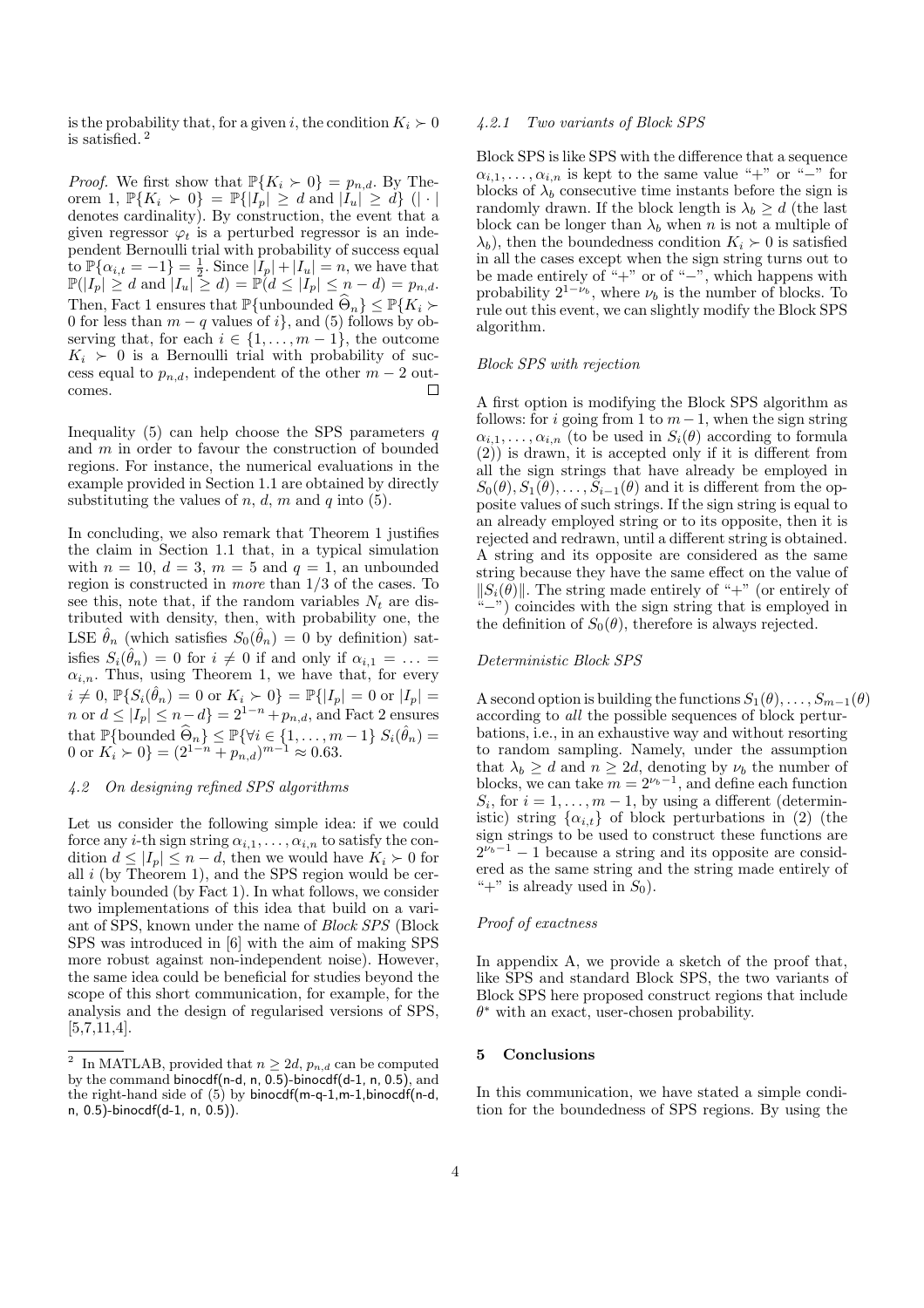is the probability that, for a given $i$, the condition $K_i \succ 0$ is satisfied. [2]

*Proof.* We first show that $\mathbb{P}\{K_i \succ 0\} = p_{n,d}$. By Theorem 1, $\mathbb{P}\{K_i \succ 0\} = \mathbb{P}\{|I_p| \geq d \text{ and } |I_u| \geq d\}$ ($|\cdot|$ denotes cardinality). By construction, the event that a given regressor $\varphi_t$ is a perturbed regressor is an independent Bernoulli trial with probability of success equal to $\mathbb{P}\{\alpha_{i,t} = -1\} = \frac{1}{2}$. Since $|I_p| + |I_u| = n$, we have that $\mathbb{P}(|I_p| \geq d \text{ and } |I_u| \geq d) = \mathbb{P}(d \leq |I_p| \leq n-d) = p_{n,d}$. Then, Fact 1 ensures that $\mathbb{P}\{\text{unbounded } \widehat{\Theta}_n\} \leq \mathbb{P}\{K_i \succ 0 \text{ for less than } m-q \text{ values of } i\}$, and (5) follows by observing that, for each $i \in \{1, \ldots, m-1\}$, the outcome $K_i \succ 0$ is a Bernoulli trial with probability of success equal to $p_{n,d}$, independent of the other $m-2$ outcomes. $\square$

Inequality (5) can help choose the SPS parameters $q$ and $m$ in order to favour the construction of bounded regions. For instance, the numerical evaluations in the example provided in Section 1.1 are obtained by directly substituting the values of $n$, $d$, $m$ and $q$ into (5).

In concluding, we also remark that Theorem 1 justifies the claim in Section 1.1 that, in a typical simulation with $n = 10$, $d = 3$, $m = 5$ and $q = 1$, an unbounded region is constructed in *more* than 1/3 of the cases. To see this, note that, if the random variables $N_t$ are distributed with density, then, with probability one, the LSE $\hat{\theta}_n$ (which satisfies $S_0(\hat{\theta}_n) = 0$ by definition) satisfies $S_i(\hat{\theta}_n) = 0$ for $i \neq 0$ if and only if $\alpha_{i,1} = \ldots = \alpha_{i,n}$. Thus, using Theorem 1, we have that, for every $i \neq 0$, $\mathbb{P}\{S_i(\hat{\theta}_n) = 0 \text{ or } K_i \succ 0\} = \mathbb{P}\{|I_p| = 0 \text{ or } |I_p| = n \text{ or } d \leq |I_p| \leq n-d\} = 2^{1-n} + p_{n,d}$, and Fact 2 ensures that $\mathbb{P}\{\text{bounded } \widehat{\Theta}_n\} \leq \mathbb{P}\{\forall i \in \{1, \ldots, m-1\}\; S_i(\hat{\theta}_n) = 0 \text{ or } K_i \succ 0\} = (2^{1-n} + p_{n,d})^{m-1} \approx 0.63$.

### 4.2 On designing refined SPS algorithms

Let us consider the following simple idea: if we could force any $i$-th sign string $\alpha_{i,1}, \ldots, \alpha_{i,n}$ to satisfy the condition $d \leq |I_p| \leq n-d$, then we would have $K_i \succ 0$ for all $i$ (by Theorem 1), and the SPS region would be certainly bounded (by Fact 1). In what follows, we consider two implementations of this idea that build on a variant of SPS, known under the name of *Block SPS* (Block SPS was introduced in [6] with the aim of making SPS more robust against non-independent noise). However, the same idea could be beneficial for studies beyond the scope of this short communication, for example, for the analysis and the design of regularised versions of SPS, [5,7,11,4].

[2] In MATLAB, provided that $n \geq 2d$, $p_{n,d}$ can be computed by the command binocdf(n-d, n, 0.5)-binocdf(d-1, n, 0.5), and the right-hand side of (5) by binocdf(m-q-1,m-1,binocdf(n-d, n, 0.5)-binocdf(d-1, n, 0.5)).

#### 4.2.1 Two variants of Block SPS

Block SPS is like SPS with the difference that a sequence $\alpha_{i,1}, \ldots, \alpha_{i,n}$ is kept to the same value "+" or "−" for blocks of $\lambda_b$ consecutive time instants before the sign is randomly drawn. If the block length is $\lambda_b \geq d$ (the last block can be longer than $\lambda_b$ when $n$ is not a multiple of $\lambda_b$), then the boundedness condition $K_i \succ 0$ is satisfied in all the cases except when the sign string turns out to be made entirely of "+" or of "−", which happens with probability $2^{1-\nu_b}$, where $\nu_b$ is the number of blocks. To rule out this event, we can slightly modify the Block SPS algorithm.

*Block SPS with rejection*

A first option is modifying the Block SPS algorithm as follows: for $i$ going from 1 to $m-1$, when the sign string $\alpha_{i,1}, \ldots, \alpha_{i,n}$ (to be used in $S_i(\theta)$ according to formula (2)) is drawn, it is accepted only if it is different from all the sign strings that have already be employed in $S_0(\theta), S_1(\theta), \ldots, S_{i-1}(\theta)$ and it is different from the opposite values of such strings. If the sign string is equal to an already employed string or to its opposite, then it is rejected and redrawn, until a different string is obtained. A string and its opposite are considered as the same string because they have the same effect on the value of $\|S_i(\theta)\|$. The string made entirely of "+" (or entirely of "−") coincides with the sign string that is employed in the definition of $S_0(\theta)$, therefore is always rejected.

*Deterministic Block SPS*

A second option is building the functions $S_1(\theta), \ldots, S_{m-1}(\theta)$ according to *all* the possible sequences of block perturbations, i.e., in an exhaustive way and without resorting to random sampling. Namely, under the assumption that $\lambda_b \geq d$ and $n \geq 2d$, denoting by $\nu_b$ the number of blocks, we can take $m = 2^{\nu_b - 1}$, and define each function $S_i$, for $i = 1, \ldots, m-1$, by using a different (deterministic) string $\{\alpha_{i,t}\}$ of block perturbations in (2) (the sign strings to be used to construct these functions are $2^{\nu_b - 1} - 1$ because a string and its opposite are considered as the same string and the string made entirely of "+" is already used in $S_0$).

*Proof of exactness*

In appendix A, we provide a sketch of the proof that, like SPS and standard Block SPS, the two variants of Block SPS here proposed construct regions that include $\theta^*$ with an exact, user-chosen probability.

## 5 Conclusions

In this communication, we have stated a simple condition for the boundedness of SPS regions. By using the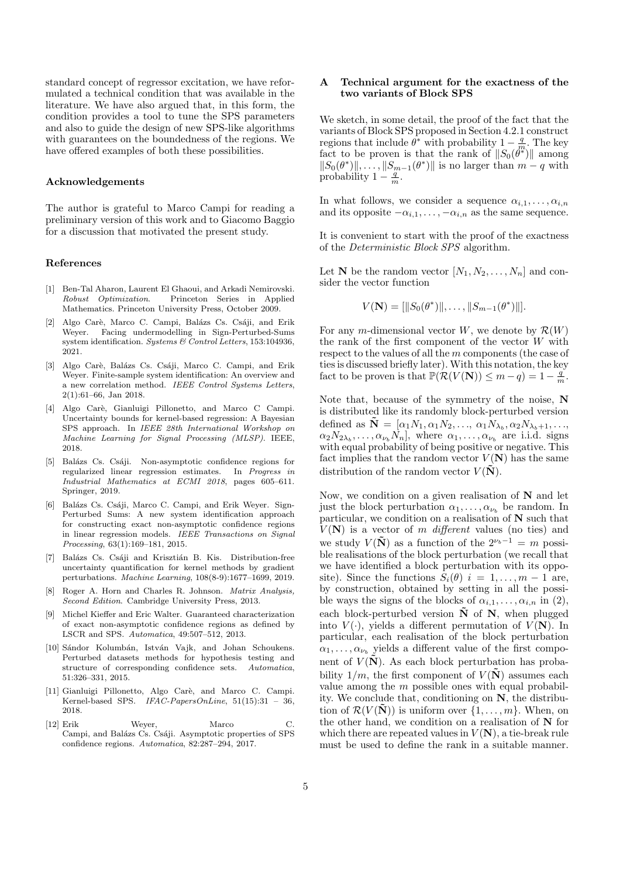standard concept of regressor excitation, we have reformulated a technical condition that was available in the literature. We have also argued that, in this form, the condition provides a tool to tune the SPS parameters and also to guide the design of new SPS-like algorithms with guarantees on the boundedness of the regions. We have offered examples of both these possibilities.

### Acknowledgements

The author is grateful to Marco Campi for reading a preliminary version of this work and to Giacomo Baggio for a discussion that motivated the present study.

### References

[1] Ben-Tal Aharon, Laurent El Ghaoui, and Arkadi Nemirovski. *Robust Optimization*. Princeton Series in Applied Mathematics. Princeton University Press, October 2009.

[2] Algo Carè, Marco C. Campi, Balázs Cs. Csáji, and Erik Weyer. Facing undermodelling in Sign-Perturbed-Sums system identification. *Systems & Control Letters*, 153:104936, 2021.

[3] Algo Carè, Balázs Cs. Csáji, Marco C. Campi, and Erik Weyer. Finite-sample system identification: An overview and a new correlation method. *IEEE Control Systems Letters*, 2(1):61–66, Jan 2018.

[4] Algo Carè, Gianluigi Pillonetto, and Marco C Campi. Uncertainty bounds for kernel-based regression: A Bayesian SPS approach. In *IEEE 28th International Workshop on Machine Learning for Signal Processing (MLSP)*. IEEE, 2018.

[5] Balázs Cs. Csáji. Non-asymptotic confidence regions for regularized linear regression estimates. In *Progress in Industrial Mathematics at ECMI 2018*, pages 605–611. Springer, 2019.

[6] Balázs Cs. Csáji, Marco C. Campi, and Erik Weyer. Sign-Perturbed Sums: A new system identification approach for constructing exact non-asymptotic confidence regions in linear regression models. *IEEE Transactions on Signal Processing*, 63(1):169–181, 2015.

[7] Balázs Cs. Csáji and Krisztián B. Kis. Distribution-free uncertainty quantification for kernel methods by gradient perturbations. *Machine Learning*, 108(8-9):1677–1699, 2019.

[8] Roger A. Horn and Charles R. Johnson. *Matrix Analysis, Second Edition*. Cambridge University Press, 2013.

[9] Michel Kieffer and Eric Walter. Guaranteed characterization of exact non-asymptotic confidence regions as defined by LSCR and SPS. *Automatica*, 49:507–512, 2013.

[10] Sándor Kolumbán, István Vajk, and Johan Schoukens. Perturbed datasets methods for hypothesis testing and structure of corresponding confidence sets. *Automatica*, 51:326–331, 2015.

[11] Gianluigi Pillonetto, Algo Carè, and Marco C. Campi. Kernel-based SPS. *IFAC-PapersOnLine*, 51(15):31 – 36, 2018.

[12] Erik Weyer, Marco C. Campi, and Balázs Cs. Csáji. Asymptotic properties of SPS confidence regions. *Automatica*, 82:287–294, 2017.

## A Technical argument for the exactness of the two variants of Block SPS

We sketch, in some detail, the proof of the fact that the variants of Block SPS proposed in Section 4.2.1 construct regions that include $\theta^*$ with probability $1 - \frac{q}{m}$. The key fact to be proven is that the rank of $\|S_0(\theta^*)\|$ among $\|S_0(\theta^*)\|, \ldots, \|S_{m-1}(\theta^*)\|$ is no larger than $m - q$ with probability $1 - \frac{q}{m}$.

In what follows, we consider a sequence $\alpha_{i,1}, \ldots, \alpha_{i,n}$ and its opposite $-\alpha_{i,1}, \ldots, -\alpha_{i,n}$ as the same sequence.

It is convenient to start with the proof of the exactness of the *Deterministic Block SPS* algorithm.

Let $\mathbf{N}$ be the random vector $[N_1, N_2, \ldots, N_n]$ and consider the vector function

$$V(\mathbf{N}) = [\|S_0(\theta^*)\|, \ldots, \|S_{m-1}(\theta^*)\|].$$

For any $m$-dimensional vector $W$, we denote by $\mathcal{R}(W)$ the rank of the first component of the vector $W$ with respect to the values of all the $m$ components (the case of ties is discussed briefly later). With this notation, the key fact to be proven is that $\mathbb{P}(\mathcal{R}(V(\mathbf{N})) \leq m - q) = 1 - \frac{q}{m}$.

Note that, because of the symmetry of the noise, $\mathbf{N}$ is distributed like its randomly block-perturbed version defined as $\tilde{\mathbf{N}} = [\alpha_1 N_1, \alpha_1 N_2, \ldots, \alpha_1 N_{\lambda_b}, \alpha_2 N_{\lambda_b+1}, \ldots, \alpha_2 N_{2\lambda_b}, \ldots, \alpha_{\nu_b} N_n]$, where $\alpha_1, \ldots, \alpha_{\nu_b}$ are i.i.d. signs with equal probability of being positive or negative. This fact implies that the random vector $V(\mathbf{N})$ has the same distribution of the random vector $V(\tilde{\mathbf{N}})$.

Now, we condition on a given realisation of $\mathbf{N}$ and let just the block perturbation $\alpha_1, \ldots, \alpha_{\nu_b}$ be random. In particular, we condition on a realisation of $\mathbf{N}$ such that $V(\mathbf{N})$ is a vector of $m$ *different* values (no ties) and we study $V(\tilde{\mathbf{N}})$ as a function of the $2^{\nu_b - 1} = m$ possible realisations of the block perturbation (we recall that we have identified a block perturbation with its opposite). Since the functions $S_i(\theta)$ $i = 1, \ldots, m-1$ are, by construction, obtained by setting in all the possible ways the signs of the blocks of $\alpha_{i,1}, \ldots, \alpha_{i,n}$ in (2), each block-perturbed version $\tilde{\mathbf{N}}$ of $\mathbf{N}$, when plugged into $V(\cdot)$, yields a different permutation of $V(\mathbf{N})$. In particular, each realisation of the block perturbation $\alpha_1, \ldots, \alpha_{\nu_b}$ yields a different value of the first component of $V(\tilde{\mathbf{N}})$. As each block perturbation has probability $1/m$, the first component of $V(\tilde{\mathbf{N}})$ assumes each value among the $m$ possible ones with equal probability. We conclude that, conditioning on $\mathbf{N}$, the distribution of $\mathcal{R}(V(\tilde{\mathbf{N}}))$ is uniform over $\{1, \ldots, m\}$. When, on the other hand, we condition on a realisation of $\mathbf{N}$ for which there are repeated values in $V(\mathbf{N})$, a tie-break rule must be used to define the rank in a suitable manner.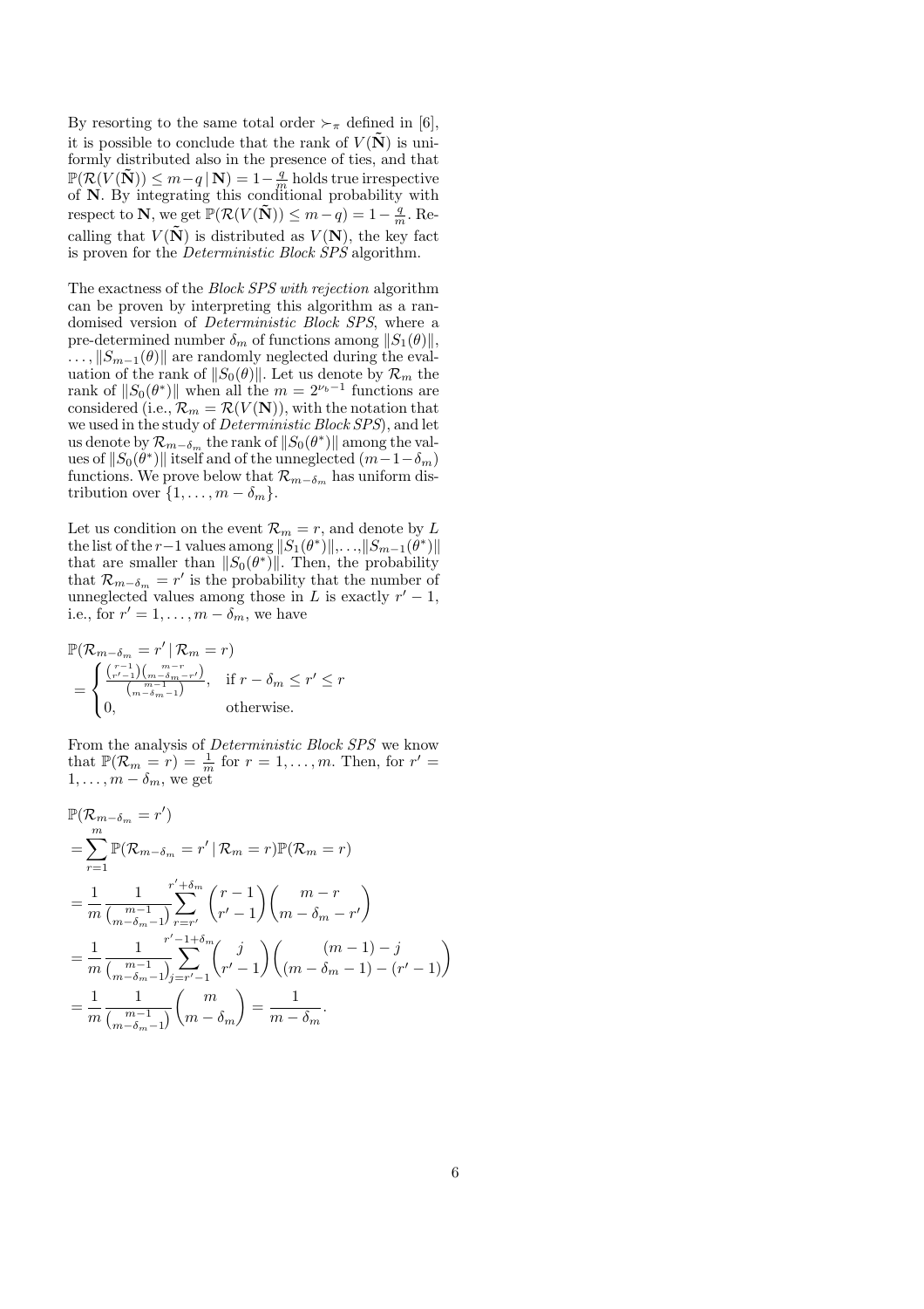By resorting to the same total order $\succ_\pi$ defined in [6], it is possible to conclude that the rank of $V(\tilde{\mathbf{N}})$ is uniformly distributed also in the presence of ties, and that $\mathbb{P}(\mathcal{R}(V(\tilde{\mathbf{N}})) \leq m-q \,|\, \mathbf{N}) = 1-\frac{q}{m}$ holds true irrespective of $\mathbf{N}$. By integrating this conditional probability with respect to $\mathbf{N}$, we get $\mathbb{P}(\mathcal{R}(V(\tilde{\mathbf{N}})) \leq m-q) = 1-\frac{q}{m}$. Recalling that $V(\tilde{\mathbf{N}})$ is distributed as $V(\mathbf{N})$, the key fact is proven for the *Deterministic Block SPS* algorithm.

The exactness of the *Block SPS with rejection* algorithm can be proven by interpreting this algorithm as a randomised version of *Deterministic Block SPS*, where a pre-determined number $\delta_m$ of functions among $\|S_1(\theta)\|, \ldots, \|S_{m-1}(\theta)\|$ are randomly neglected during the evaluation of the rank of $\|S_0(\theta)\|$. Let us denote by $\mathcal{R}_m$ the rank of $\|S_0(\theta^*)\|$ when all the $m = 2^{\nu_b - 1}$ functions are considered (i.e., $\mathcal{R}_m = \mathcal{R}(V(\mathbf{N}))$, with the notation that we used in the study of *Deterministic Block SPS*), and let us denote by $\mathcal{R}_{m-\delta_m}$ the rank of $\|S_0(\theta^*)\|$ among the values of $\|S_0(\theta^*)\|$ itself and of the unneglected $(m-1-\delta_m)$ functions. We prove below that $\mathcal{R}_{m-\delta_m}$ has uniform distribution over $\{1, \ldots, m-\delta_m\}$.

Let us condition on the event $\mathcal{R}_m = r$, and denote by $L$ the list of the $r-1$ values among $\|S_1(\theta^*)\|, \ldots, \|S_{m-1}(\theta^*)\|$ that are smaller than $\|S_0(\theta^*)\|$. Then, the probability that $\mathcal{R}_{m-\delta_m} = r'$ is the probability that the number of unneglected values among those in $L$ is exactly $r'-1$, i.e., for $r' = 1, \ldots, m-\delta_m$, we have

$$
\begin{aligned}
&\mathbb{P}(\mathcal{R}_{m-\delta_m} = r' \,|\, \mathcal{R}_m = r) \\
&= \begin{cases} \frac{\binom{r-1}{r'-1}\binom{m-r}{m-\delta_m-r'}}{\binom{m-1}{m-\delta_m-1}}, & \text{if } r-\delta_m \leq r' \leq r \\ 0, & \text{otherwise.} \end{cases}
\end{aligned}
$$

From the analysis of *Deterministic Block SPS* we know that $\mathbb{P}(\mathcal{R}_m = r) = \frac{1}{m}$ for $r = 1, \ldots, m$. Then, for $r' = 1, \ldots, m-\delta_m$, we get

$$
\begin{aligned}
&\mathbb{P}(\mathcal{R}_{m-\delta_m} = r') \\
&= \sum_{r=1}^{m} \mathbb{P}(\mathcal{R}_{m-\delta_m} = r' \,|\, \mathcal{R}_m = r)\mathbb{P}(\mathcal{R}_m = r) \\
&= \frac{1}{m}\frac{1}{\binom{m-1}{m-\delta_m-1}} \sum_{r=r'}^{r'+\delta_m} \binom{r-1}{r'-1}\binom{m-r}{m-\delta_m-r'} \\
&= \frac{1}{m}\frac{1}{\binom{m-1}{m-\delta_m-1}} \sum_{j=r'-1}^{r'-1+\delta_m} \binom{j}{r'-1}\binom{(m-1)-j}{(m-\delta_m-1)-(r'-1)} \\
&= \frac{1}{m}\frac{1}{\binom{m-1}{m-\delta_m-1}} \binom{m}{m-\delta_m} = \frac{1}{m-\delta_m}.
\end{aligned}
$$